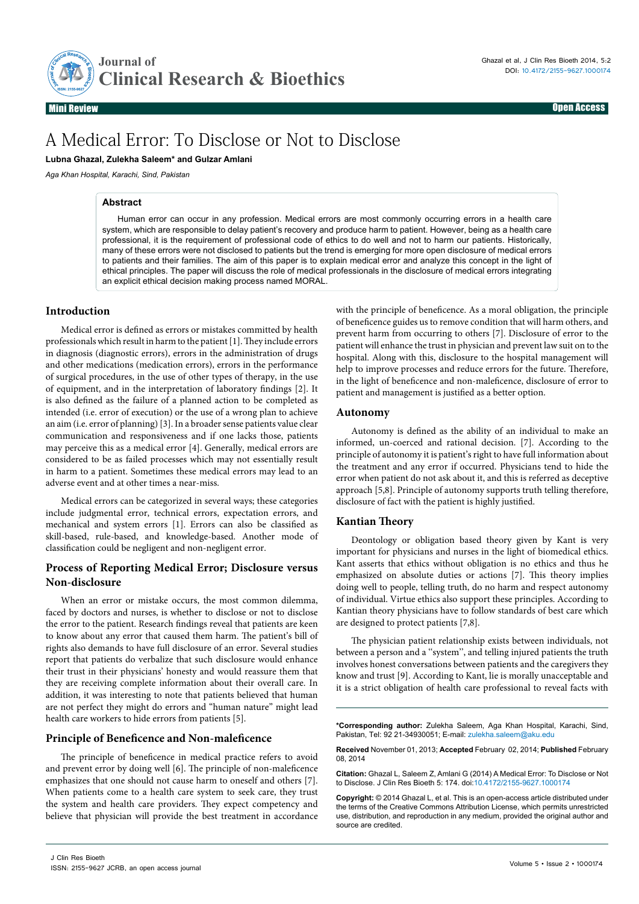Mini Review

Open Access

# A Medical Error: To Disclose or Not to Disclose

**Lubna Ghazal, Zulekha Saleem* and Gulzar Amlani**

*Aga Khan Hospital, Karachi, Sind, Pakistan*

## Abstract

Human error can occur in any profession. Medical errors are most commonly occurring errors in a health care system, which are responsible to delay patient's recovery and produce harm to patient. However, being as a health care professional, it is the requirement of professional code of ethics to do well and not to harm our patients. Historically, many of these errors were not disclosed to patients but the trend is emerging for more open disclosure of medical errors to patients and their families. The aim of this paper is to explain medical error and analyze this concept in the light of ethical principles. The paper will discuss the role of medical professionals in the disclosure of medical errors integrating an explicit ethical decision making process named MORAL.

## Introduction

Medical error is defined as errors or mistakes committed by health professionals which result in harm to the patient [1]. They include errors in diagnosis (diagnostic errors), errors in the administration of drugs and other medications (medication errors), errors in the performance of surgical procedures, in the use of other types of therapy, in the use of equipment, and in the interpretation of laboratory findings [2]. It is also defined as the failure of a planned action to be completed as intended (i.e. error of execution) or the use of a wrong plan to achieve an aim (i.e. error of planning) [3]. In a broader sense patients value clear communication and responsiveness and if one lacks those, patients may perceive this as a medical error [4]. Generally, medical errors are considered to be as failed processes which may not essentially result in harm to a patient. Sometimes these medical errors may lead to an adverse event and at other times a near-miss.

Medical errors can be categorized in several ways; these categories include judgmental error, technical errors, expectation errors, and mechanical and system errors [1]. Errors can also be classified as skill-based, rule-based, and knowledge-based. Another mode of classification could be negligent and non-negligent error.

## Process of Reporting Medical Error; Disclosure versus Non-disclosure

When an error or mistake occurs, the most common dilemma, faced by doctors and nurses, is whether to disclose or not to disclose the error to the patient. Research findings reveal that patients are keen to know about any error that caused them harm. The patient's bill of rights also demands to have full disclosure of an error. Several studies report that patients do verbalize that such disclosure would enhance their trust in their physicians' honesty and would reassure them that they are receiving complete information about their overall care. In addition, it was interesting to note that patients believed that human are not perfect they might do errors and "human nature" might lead health care workers to hide errors from patients [5].

## Principle of Beneficence and Non-maleficence

The principle of beneficence in medical practice refers to avoid and prevent error by doing well [6]. The principle of non-maleficence emphasizes that one should not cause harm to oneself and others [7]. When patients come to a health care system to seek care, they trust the system and health care providers. They expect competency and believe that physician will provide the best treatment in accordance with the principle of beneficence. As a moral obligation, the principle of beneficence guides us to remove condition that will harm others, and prevent harm from occurring to others [7]. Disclosure of error to the patient will enhance the trust in physician and prevent law suit on to the hospital. Along with this, disclosure to the hospital management will help to improve processes and reduce errors for the future. Therefore, in the light of beneficence and non-maleficence, disclosure of error to patient and management is justified as a better option.

## Autonomy

Autonomy is defined as the ability of an individual to make an informed, un-coerced and rational decision. [7]. According to the principle of autonomy it is patient's right to have full information about the treatment and any error if occurred. Physicians tend to hide the error when patient do not ask about it, and this is referred as deceptive approach [5,8]. Principle of autonomy supports truth telling therefore, disclosure of fact with the patient is highly justified.

## Kantian Theory

Deontology or obligation based theory given by Kant is very important for physicians and nurses in the light of biomedical ethics. Kant asserts that ethics without obligation is no ethics and thus he emphasized on absolute duties or actions [7]. This theory implies doing well to people, telling truth, do no harm and respect autonomy of individual. Virtue ethics also support these principles. According to Kantian theory physicians have to follow standards of best care which are designed to protect patients [7,8].

The physician patient relationship exists between individuals, not between a person and a "system", and telling injured patients the truth involves honest conversations between patients and the caregivers they know and trust [9]. According to Kant, lie is morally unacceptable and it is a strict obligation of health care professional to reveal facts with

---

**\*Corresponding author:** Zulekha Saleem, Aga Khan Hospital, Karachi, Sind, Pakistan, Tel: 92 21-34930051; E-mail: zulekha.saleem@aku.edu

**Received** November 01, 2013; **Accepted** February 02, 2014; **Published** February 08, 2014

**Citation:** Ghazal L, Saleem Z, Amlani G (2014) A Medical Error: To Disclose or Not to Disclose. J Clin Res Bioeth 5: 174. doi:10.4172/2155-9627.1000174

**Copyright:** © 2014 Ghazal L, et al. This is an open-access article distributed under the terms of the Creative Commons Attribution License, which permits unrestricted use, distribution, and reproduction in any medium, provided the original author and source are credited.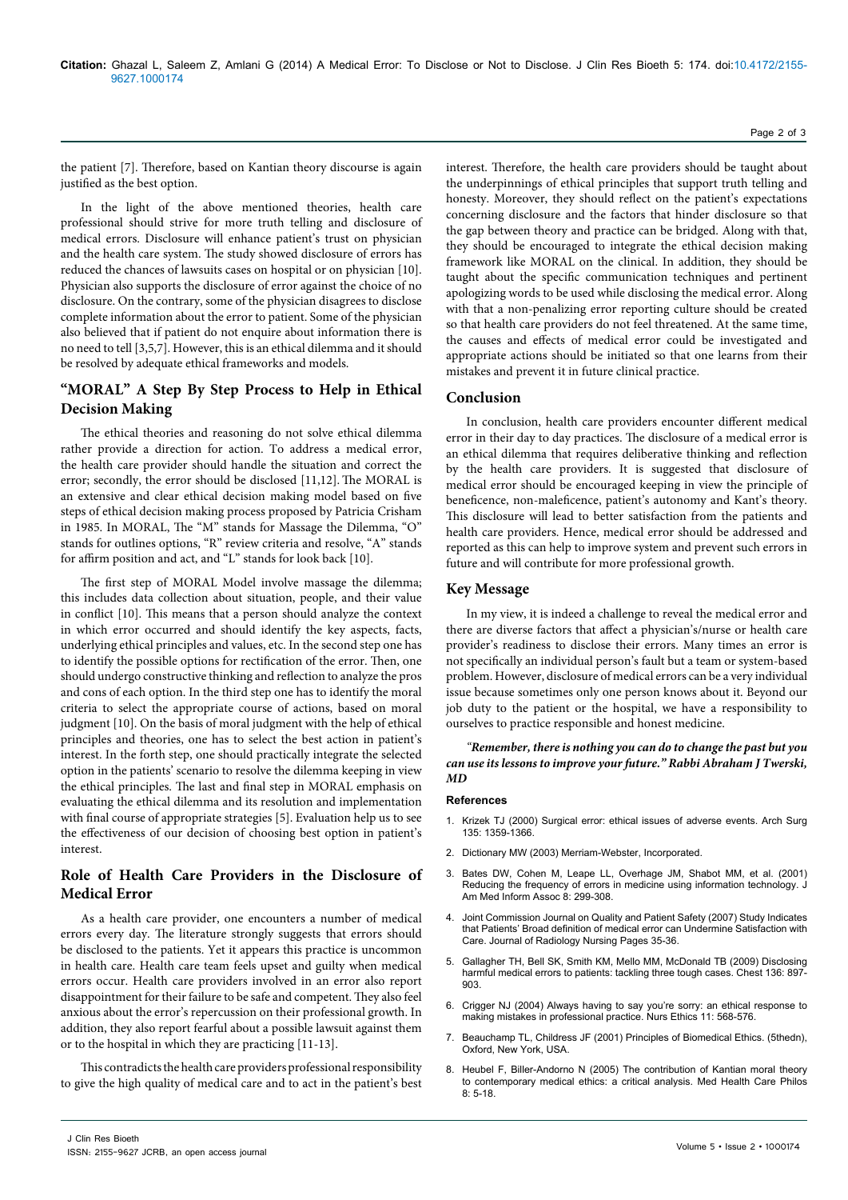the patient [7]. Therefore, based on Kantian theory discourse is again justified as the best option.

In the light of the above mentioned theories, health care professional should strive for more truth telling and disclosure of medical errors. Disclosure will enhance patient's trust on physician and the health care system. The study showed disclosure of errors has reduced the chances of lawsuits cases on hospital or on physician [10]. Physician also supports the disclosure of error against the choice of no disclosure. On the contrary, some of the physician disagrees to disclose complete information about the error to patient. Some of the physician also believed that if patient do not enquire about information there is no need to tell [3,5,7]. However, this is an ethical dilemma and it should be resolved by adequate ethical frameworks and models.

## "MORAL" A Step By Step Process to Help in Ethical Decision Making

The ethical theories and reasoning do not solve ethical dilemma rather provide a direction for action. To address a medical error, the health care provider should handle the situation and correct the error; secondly, the error should be disclosed [11,12]. The MORAL is an extensive and clear ethical decision making model based on five steps of ethical decision making process proposed by Patricia Crisham in 1985. In MORAL, The "M" stands for Massage the Dilemma, "O" stands for outlines options, "R" review criteria and resolve, "A" stands for affirm position and act, and "L" stands for look back [10].

The first step of MORAL Model involve massage the dilemma; this includes data collection about situation, people, and their value in conflict [10]. This means that a person should analyze the context in which error occurred and should identify the key aspects, facts, underlying ethical principles and values, etc. In the second step one has to identify the possible options for rectification of the error. Then, one should undergo constructive thinking and reflection to analyze the pros and cons of each option. In the third step one has to identify the moral criteria to select the appropriate course of actions, based on moral judgment [10]. On the basis of moral judgment with the help of ethical principles and theories, one has to select the best action in patient's interest. In the forth step, one should practically integrate the selected option in the patients' scenario to resolve the dilemma keeping in view the ethical principles. The last and final step in MORAL emphasis on evaluating the ethical dilemma and its resolution and implementation with final course of appropriate strategies [5]. Evaluation help us to see the effectiveness of our decision of choosing best option in patient's interest.

## Role of Health Care Providers in the Disclosure of Medical Error

As a health care provider, one encounters a number of medical errors every day. The literature strongly suggests that errors should be disclosed to the patients. Yet it appears this practice is uncommon in health care. Health care team feels upset and guilty when medical errors occur. Health care providers involved in an error also report disappointment for their failure to be safe and competent. They also feel anxious about the error's repercussion on their professional growth. In addition, they also report fearful about a possible lawsuit against them or to the hospital in which they are practicing [11-13].

This contradicts the health care providers professional responsibility to give the high quality of medical care and to act in the patient's best interest. Therefore, the health care providers should be taught about the underpinnings of ethical principles that support truth telling and honesty. Moreover, they should reflect on the patient's expectations concerning disclosure and the factors that hinder disclosure so that the gap between theory and practice can be bridged. Along with that, they should be encouraged to integrate the ethical decision making framework like MORAL on the clinical. In addition, they should be taught about the specific communication techniques and pertinent apologizing words to be used while disclosing the medical error. Along with that a non-penalizing error reporting culture should be created so that health care providers do not feel threatened. At the same time, the causes and effects of medical error could be investigated and appropriate actions should be initiated so that one learns from their mistakes and prevent it in future clinical practice.

## Conclusion

In conclusion, health care providers encounter different medical error in their day to day practices. The disclosure of a medical error is an ethical dilemma that requires deliberative thinking and reflection by the health care providers. It is suggested that disclosure of medical error should be encouraged keeping in view the principle of beneficence, non-maleficence, patient's autonomy and Kant's theory. This disclosure will lead to better satisfaction from the patients and health care providers. Hence, medical error should be addressed and reported as this can help to improve system and prevent such errors in future and will contribute for more professional growth.

## Key Message

In my view, it is indeed a challenge to reveal the medical error and there are diverse factors that affect a physician's/nurse or health care provider's readiness to disclose their errors. Many times an error is not specifically an individual person's fault but a team or system-based problem. However, disclosure of medical errors can be a very individual issue because sometimes only one person knows about it. Beyond our job duty to the patient or the hospital, we have a responsibility to ourselves to practice responsible and honest medicine.

***"Remember, there is nothing you can do to change the past but you can use its lessons to improve your future." Rabbi Abraham J Twerski, MD***

### References

1. Krizek TJ (2000) Surgical error: ethical issues of adverse events. Arch Surg 135: 1359-1366.
2. Dictionary MW (2003) Merriam-Webster, Incorporated.
3. Bates DW, Cohen M, Leape LL, Overhage JM, Shabot MM, et al. (2001) Reducing the frequency of errors in medicine using information technology. J Am Med Inform Assoc 8: 299-308.
4. Joint Commission Journal on Quality and Patient Safety (2007) Study Indicates that Patients' Broad definition of medical error can Undermine Satisfaction with Care. Journal of Radiology Nursing Pages 35-36.
5. Gallagher TH, Bell SK, Smith KM, Mello MM, McDonald TB (2009) Disclosing harmful medical errors to patients: tackling three tough cases. Chest 136: 897-903.
6. Crigger NJ (2004) Always having to say you're sorry: an ethical response to making mistakes in professional practice. Nurs Ethics 11: 568-576.
7. Beauchamp TL, Childress JF (2001) Principles of Biomedical Ethics. (5thedn), Oxford, New York, USA.
8. Heubel F, Biller-Andorno N (2005) The contribution of Kantian moral theory to contemporary medical ethics: a critical analysis. Med Health Care Philos 8: 5-18.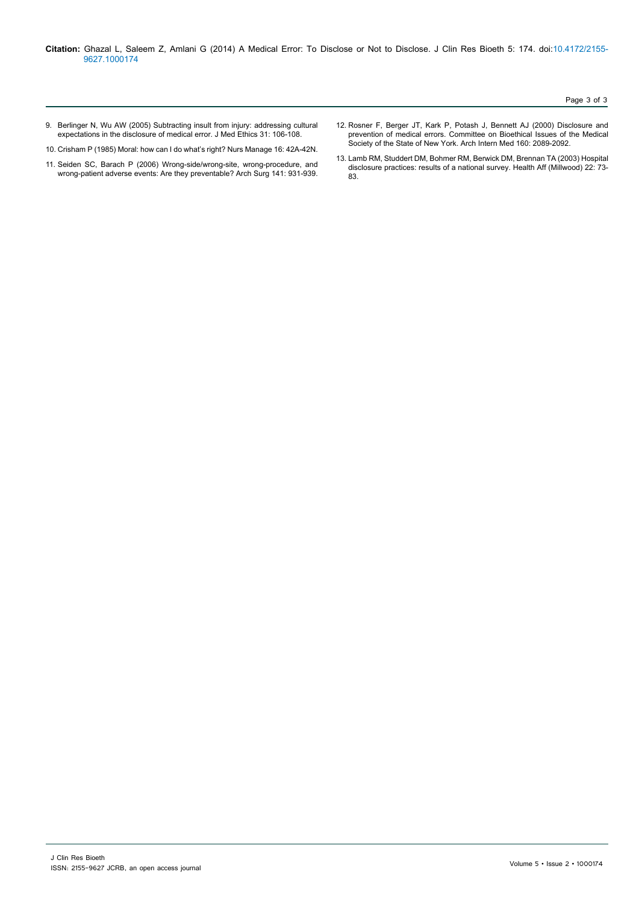9. Berlinger N, Wu AW (2005) Subtracting insult from injury: addressing cultural expectations in the disclosure of medical error. J Med Ethics 31: 106-108.

10. Crisham P (1985) Moral: how can I do what's right? Nurs Manage 16: 42A-42N.

11. Seiden SC, Barach P (2006) Wrong-side/wrong-site, wrong-procedure, and wrong-patient adverse events: Are they preventable? Arch Surg 141: 931-939.

12. Rosner F, Berger JT, Kark P, Potash J, Bennett AJ (2000) Disclosure and prevention of medical errors. Committee on Bioethical Issues of the Medical Society of the State of New York. Arch Intern Med 160: 2089-2092.

13. Lamb RM, Studdert DM, Bohmer RM, Berwick DM, Brennan TA (2003) Hospital disclosure practices: results of a national survey. Health Aff (Millwood) 22: 73-83.